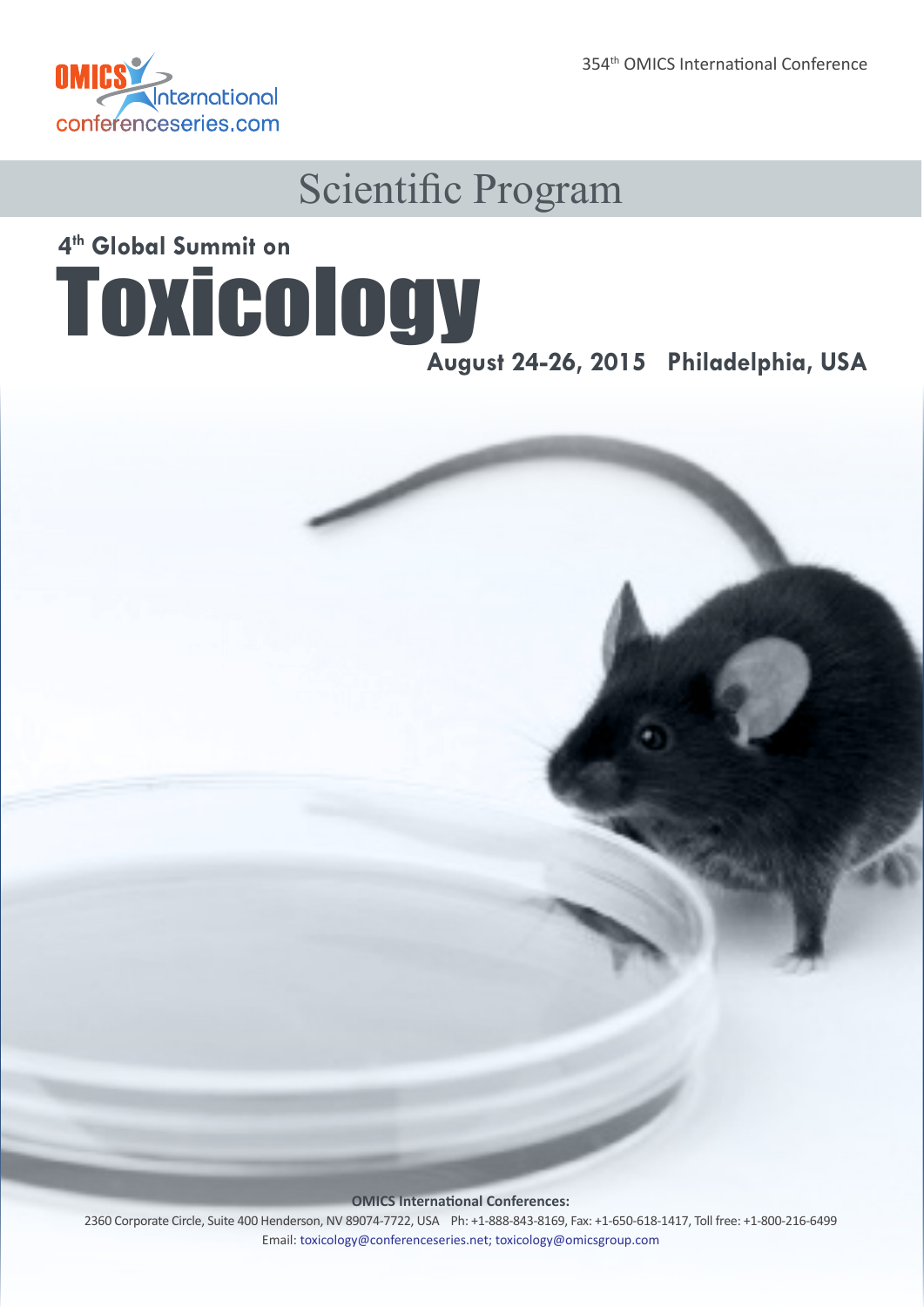354th OMICS International Conference

# Scientific Program

## 4th Global Summit on

# Toxicology

**August 24-26, 2015 Philadelphia, USA**

**OMICS International Conferences:**

2360 Corporate Circle, Suite 400 Henderson, NV 89074-7722, USA Ph: +1-888-843-8169, Fax: +1-650-618-1417, Toll free: +1-800-216-6499

Email: toxicology@conferenceseries.net; toxicology@omicsgroup.com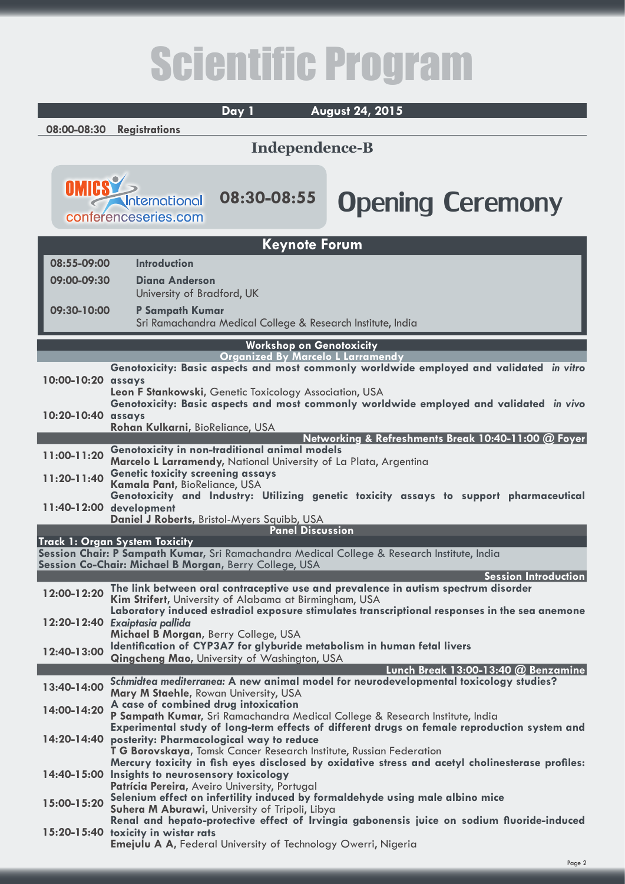# Scientific Program

**Day 1 — August 24, 2015**

**08:00-08:30 Registrations**

## Independence-B

OMICS International conferenceseries.com

**08:30-08:55 Opening Ceremony**

## Keynote Forum

| Time | Session |
|---|---|
| 08:55-09:00 | **Introduction** |
| 09:00-09:30 | **Diana Anderson**, University of Bradford, UK |
| 09:30-10:00 | **P Sampath Kumar**, Sri Ramachandra Medical College & Research Institute, India |

## Workshop on Genotoxicity

**Organized By Marcelo L Larramendy**

| Time | Session |
|---|---|
| 10:00-10:20 | **Genotoxicity: Basic aspects and most commonly worldwide employed and validated *in vitro* assays**<br>**Leon F Stankowski**, Genetic Toxicology Association, USA |
| 10:20-10:40 | **Genotoxicity: Basic aspects and most commonly worldwide employed and validated *in vivo* assays**<br>**Rohan Kulkarni**, BioReliance, USA |
| | **Networking & Refreshments Break 10:40-11:00 @ Foyer** |
| 11:00-11:20 | **Genotoxicity in non-traditional animal models**<br>**Marcelo L Larramendy**, National University of La Plata, Argentina |
| 11:20-11:40 | **Genetic toxicity screening assays**<br>**Kamala Pant**, BioReliance, USA |
| 11:40-12:00 | **Genotoxicity and Industry: Utilizing genetic toxicity assays to support pharmaceutical development**<br>**Daniel J Roberts**, Bristol-Myers Squibb, USA |

**Panel Discussion**

## Track 1: Organ System Toxicity

**Session Chair: P Sampath Kumar**, Sri Ramachandra Medical College & Research Institute, India
**Session Co-Chair: Michael B Morgan**, Berry College, USA

**Session Introduction**

| Time | Session |
|---|---|
| 12:00-12:20 | **The link between oral contraceptive use and prevalence in autism spectrum disorder**<br>**Kim Strifert**, University of Alabama at Birmingham, USA |
| 12:20-12:40 | **Laboratory induced estradiol exposure stimulates transcriptional responses in the sea anemone *Exaiptasia pallida***<br>**Michael B Morgan**, Berry College, USA |
| 12:40-13:00 | **Identification of CYP3A7 for glyburide metabolism in human fetal livers**<br>**Qingcheng Mao**, University of Washington, USA |
| | **Lunch Break 13:00-13:40 @ Benzamine** |
| 13:40-14:00 | ***Schmidtea mediterranea*: A new animal model for neurodevelopmental toxicology studies?**<br>**Mary M Staehle**, Rowan University, USA |
| 14:00-14:20 | **A case of combined drug intoxication**<br>**P Sampath Kumar**, Sri Ramachandra Medical College & Research Institute, India |
| 14:20-14:40 | **Experimental study of long-term effects of different drugs on female reproduction system and posterity: Pharmacological way to reduce**<br>**T G Borovskaya**, Tomsk Cancer Research Institute, Russian Federation |
| 14:40-15:00 | **Mercury toxicity in fish eyes disclosed by oxidative stress and acetyl cholinesterase profiles: Insights to neurosensory toxicology**<br>**Patrícia Pereira**, Aveiro University, Portugal |
| 15:00-15:20 | **Selenium effect on infertility induced by formaldehyde using male albino mice**<br>**Suhera M Aburawi**, University of Tripoli, Libya |
| 15:20-15:40 | **Renal and hepato-protective effect of Irvingia gabonensis juice on sodium fluoride-induced toxicity in wistar rats**<br>**Emejulu A A,** Federal University of Technology Owerri, Nigeria |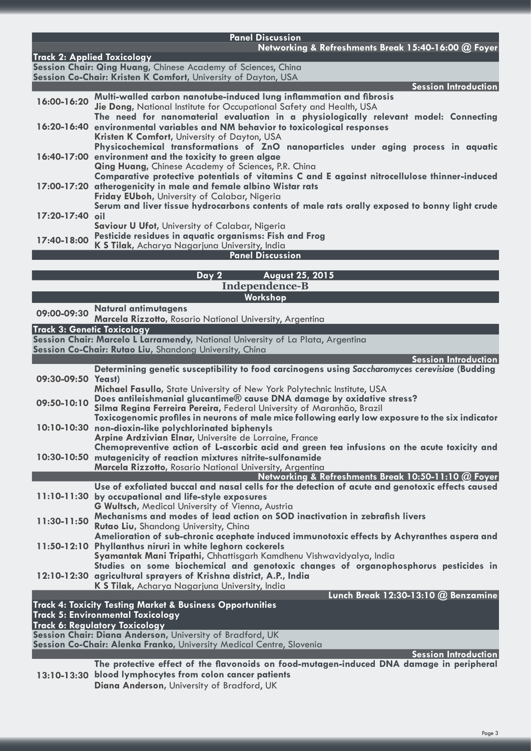**Panel Discussion**

**Networking & Refreshments Break 15:40-16:00 @ Foyer**

**Track 2: Applied Toxicology**

**Session Chair: Qing Huang**, Chinese Academy of Sciences, China
**Session Co-Chair: Kristen K Comfort**, University of Dayton, USA

**Session Introduction**

| Time | Presentation |
|---|---|
| 16:00-16:20 | **Multi-walled carbon nanotube-induced lung inflammation and fibrosis**<br>**Jie Dong**, National Institute for Occupational Safety and Health, USA |
| 16:20-16:40 | **The need for nanomaterial evaluation in a physiologically relevant model: Connecting environmental variables and NM behavior to toxicological responses**<br>**Kristen K Comfort**, University of Dayton, USA |
| 16:40-17:00 | **Physicochemical transformations of ZnO nanoparticles under aging process in aquatic environment and the toxicity to green algae**<br>**Qing Huang**, Chinese Academy of Sciences, P.R. China |
| 17:00-17:20 | **Comparative protective potentials of vitamins C and E against nitrocellulose thinner-induced atherogenicity in male and female albino Wistar rats**<br>**Friday EUboh**, University of Calabar, Nigeria |
| 17:20-17:40 | **Serum and liver tissue hydrocarbons contents of male rats orally exposed to bonny light crude oil**<br>**Saviour U Ufot**, University of Calabar, Nigeria |
| 17:40-18:00 | **Pesticide residues in aquatic organisms: Fish and Frog**<br>**K S Tilak**, Acharya Nagarjuna University, India |

**Panel Discussion**

## Day 2 August 25, 2015

### Independence-B

**Workshop**

| Time | Presentation |
|---|---|
| 09:00-09:30 | **Natural antimutagens**<br>**Marcela Rizzotto**, Rosario National University, Argentina |

**Track 3: Genetic Toxicology**

**Session Chair: Marcelo L Larramendy**, National University of La Plata, Argentina
**Session Co-Chair: Rutao Liu**, Shandong University, China

**Session Introduction**

| Time | Presentation |
|---|---|
| 09:30-09:50 | **Determining genetic susceptibility to food carcinogens using *Saccharomyces cerevisiae* (Budding Yeast)**<br>**Michael Fasullo**, State University of New York Polytechnic Institute, USA |
| 09:50-10:10 | **Does antileishmanial glucantime® cause DNA damage by oxidative stress?**<br>**Silma Regina Ferreira Pereira**, Federal University of Maranhão, Brazil |
| 10:10-10:30 | **Toxicogenomic profiles in neurons of male mice following early low exposure to the six indicator non-dioxin-like polychlorinated biphenyls**<br>**Arpine Ardzivian Elnar**, Universite de Lorraine, France |
| 10:30-10:50 | **Chemopreventive action of L-ascorbic acid and green tea infusions on the acute toxicity and mutagenicity of reaction mixtures nitrite-sulfonamide**<br>**Marcela Rizzotto**, Rosario National University, Argentina |

**Networking & Refreshments Break 10:50-11:10 @ Foyer**

| Time | Presentation |
|---|---|
| 11:10-11:30 | **Use of exfoliated buccal and nasal cells for the detection of acute and genotoxic effects caused by occupational and life-style exposures**<br>**G Wultsch**, Medical University of Vienna, Austria |
| 11:30-11:50 | **Mechanisms and modes of lead action on SOD inactivation in zebrafish livers**<br>**Rutao Liu**, Shandong University, China |
| 11:50-12:10 | **Amelioration of sub-chronic acephate induced immunotoxic effects by Achyranthes aspera and Phyllanthus niruri in white leghorn cockerels**<br>**Syamantak Mani Tripathi**, Chhattisgarh Kamdhenu Vishwavidyalya, India |
| 12:10-12:30 | **Studies on some biochemical and genotoxic changes of organophosphorus pesticides in agricultural sprayers of Krishna district, A.P., India**<br>**K S Tilak**, Acharya Nagarjuna University, India |

**Lunch Break 12:30-13:10 @ Benzamine**

**Track 4: Toxicity Testing Market & Business Opportunities**
**Track 5: Environmental Toxicology**
**Track 6: Regulatory Toxicology**

**Session Chair: Diana Anderson**, University of Bradford, UK
**Session Co-Chair: Alenka Franko**, University Medical Centre, Slovenia

**Session Introduction**

| Time | Presentation |
|---|---|
| 13:10-13:30 | **The protective effect of the flavonoids on food-mutagen-induced DNA damage in peripheral blood lymphocytes from colon cancer patients**<br>**Diana Anderson**, University of Bradford, UK |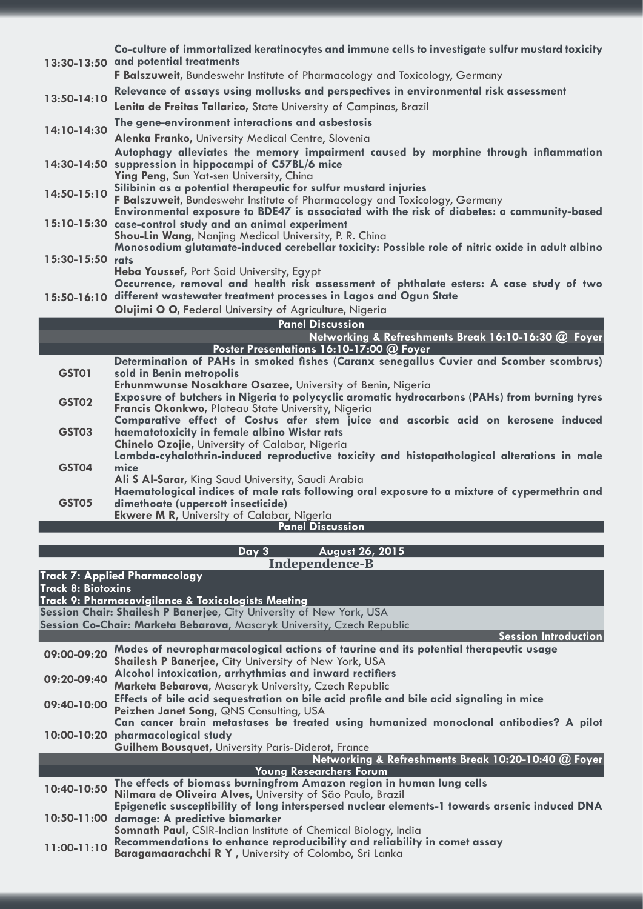| Time | Presentation |
| --- | --- |
| 13:30-13:50 | **Co-culture of immortalized keratinocytes and immune cells to investigate sulfur mustard toxicity and potential treatments** <br> **F Balszuweit**, Bundeswehr Institute of Pharmacology and Toxicology, Germany |
| 13:50-14:10 | **Relevance of assays using mollusks and perspectives in environmental risk assessment** <br> **Lenita de Freitas Tallarico**, State University of Campinas, Brazil |
| 14:10-14:30 | **The gene-environment interactions and asbestosis** <br> **Alenka Franko**, University Medical Centre, Slovenia |
| 14:30-14:50 | **Autophagy alleviates the memory impairment caused by morphine through inflammation suppression in hippocampi of C57BL/6 mice** <br> **Ying Peng**, Sun Yat-sen University, China |
| 14:50-15:10 | **Silibinin as a potential therapeutic for sulfur mustard injuries** <br> **F Balszuweit**, Bundeswehr Institute of Pharmacology and Toxicology, Germany |
| 15:10-15:30 | **Environmental exposure to BDE47 is associated with the risk of diabetes: a community-based case-control study and an animal experiment** <br> **Shou-Lin Wang**, Nanjing Medical University, P. R. China |
| 15:30-15:50 | **Monosodium glutamate-induced cerebellar toxicity: Possible role of nitric oxide in adult albino rats** <br> **Heba Youssef**, Port Said University, Egypt |
| 15:50-16:10 | **Occurrence, removal and health risk assessment of phthalate esters: A case study of two different wastewater treatment processes in Lagos and Ogun State** <br> **Olujimi O O**, Federal University of Agriculture, Nigeria |

**Panel Discussion**

**Networking & Refreshments Break 16:10-16:30 @ Foyer**

**Poster Presentations 16:10-17:00 @ Foyer**

| Code | Presentation |
| --- | --- |
| GST01 | **Determination of PAHs in smoked fishes (Caranx senegallus Cuvier and Scomber scombrus) sold in Benin metropolis** <br> **Erhunmwunse Nosakhare Osazee**, University of Benin, Nigeria |
| GST02 | **Exposure of butchers in Nigeria to polycyclic aromatic hydrocarbons (PAHs) from burning tyres** <br> **Francis Okonkwo**, Plateau State University, Nigeria |
| GST03 | **Comparative effect of Costus afer stem juice and ascorbic acid on kerosene induced haematotoxicity in female albino Wistar rats** <br> **Chinelo Ozojie**, University of Calabar, Nigeria |
| GST04 | **Lambda-cyhalothrin-induced reproductive toxicity and histopathological alterations in male mice** <br> **Ali S Al-Sarar**, King Saud University, Saudi Arabia |
| GST05 | **Haematological indices of male rats following oral exposure to a mixture of cypermethrin and dimethoate (uppercott insecticide)** <br> **Ekwere M R**, University of Calabar, Nigeria |

**Panel Discussion**

## Day 3 August 26, 2015

### Independence-B

**Track 7: Applied Pharmacology**
**Track 8: Biotoxins**
**Track 9: Pharmacovigilance & Toxicologists Meeting**

**Session Chair: Shailesh P Banerjee**, City University of New York, USA
**Session Co-Chair: Marketa Bebarova**, Masaryk University, Czech Republic

**Session Introduction**

| Time | Presentation |
| --- | --- |
| 09:00-09:20 | **Modes of neuropharmacological actions of taurine and its potential therapeutic usage** <br> **Shailesh P Banerjee**, City University of New York, USA |
| 09:20-09:40 | **Alcohol intoxication, arrhythmias and inward rectifiers** <br> **Marketa Bebarova**, Masaryk University, Czech Republic |
| 09:40-10:00 | **Effects of bile acid sequestration on bile acid profile and bile acid signaling in mice** <br> **Peizhen Janet Song**, QNS Consulting, USA |
| 10:00-10:20 | **Can cancer brain metastases be treated using humanized monoclonal antibodies? A pilot pharmacological study** <br> **Guilhem Bousquet**, University Paris-Diderot, France |

**Networking & Refreshments Break 10:20-10:40 @ Foyer**

**Young Researchers Forum**

| Time | Presentation |
| --- | --- |
| 10:40-10:50 | **The effects of biomass burningfrom Amazon region in human lung cells** <br> **Nilmara de Oliveira Alves**, University of São Paulo, Brazil |
| 10:50-11:00 | **Epigenetic susceptibility of long interspersed nuclear elements-1 towards arsenic induced DNA damage: A predictive biomarker** <br> **Somnath Paul**, CSIR-Indian Institute of Chemical Biology, India |
| 11:00-11:10 | **Recommendations to enhance reproducibility and reliability in comet assay** <br> **Baragamaarachchi R Y**, University of Colombo, Sri Lanka |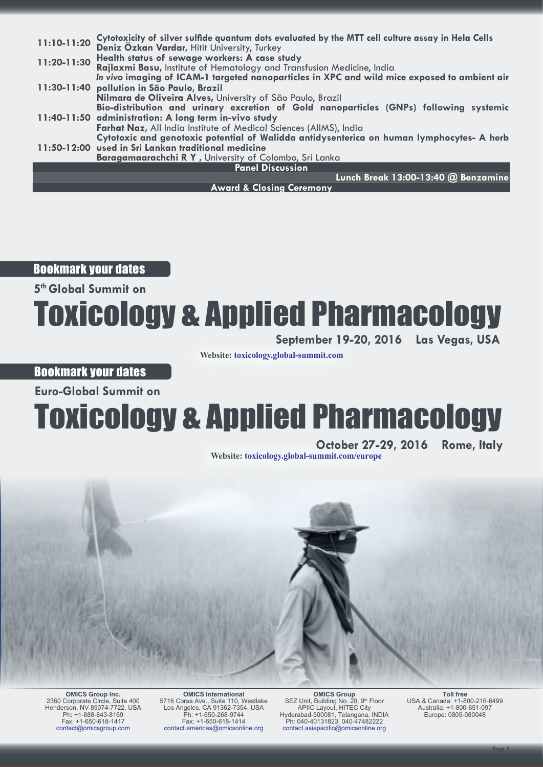| | |
|---|---|
| 11:10-11:20 | **Cytotoxicity of silver sulfide quantum dots evaluated by the MTT cell culture assay in Hela Cells**<br>**Deniz Özkan Vardar,** Hitit University, Turkey |
| 11:20-11:30 | **Health status of sewage workers: A case study**<br>**Rajlaxmi Basu,** Institute of Hematology and Transfusion Medicine, India |
| 11:30-11:40 | ***In vivo*** **imaging of ICAM-1 targeted nanoparticles in XPC and wild mice exposed to ambient air pollution in São Paulo, Brazil**<br>**Nilmara de Oliveira Alves,** University of São Paulo, Brazil |
| 11:40-11:50 | **Bio-distribution and urinary excretion of Gold nanoparticles (GNPs) following systemic administration: A long term in-vivo study**<br>**Farhat Naz,** All India Institute of Medical Sciences (AIIMS), India |
| 11:50-12:00 | **Cytotoxic and genotoxic potential of Walidda antidysenterica on human lymphocytes- A herb used in Sri Lankan traditional medicine**<br>**Baragamaarachchi R Y ,** University of Colombo, Sri Lanka |

**Panel Discussion**

**Lunch Break 13:00-13:40 @ Benzamine**

**Award & Closing Ceremony**

## Bookmark your dates

**5[th] Global Summit on**

# Toxicology & Applied Pharmacology

**September 19-20, 2016 Las Vegas, USA**

**Website:** toxicology.global-summit.com

## Bookmark your dates

**Euro-Global Summit on**

# Toxicology & Applied Pharmacology

**October 27-29, 2016 Rome, Italy**

**Website:** toxicology.global-summit.com/europe

**OMICS Group Inc.**
2360 Corporate Circle, Suite 400
Henderson, NV 89074-7722, USA
Ph: +1-888-843-8169
Fax: +1-650-618-1417
contact@omicsgroup.com

**OMICS International**
5716 Corsa Ave., Suite 110, Westlake
Los Angeles, CA 91362-7354, USA
Ph: +1-650-268-9744
Fax: +1-650-618-1414
contact.americas@omicsonline.org

**OMICS Group**
SEZ Unit, Building No. 20, 9th Floor
APIIC Layout, HITEC City
Hyderabad-500081, Telangana, INDIA
Ph: 040-40131823, 040-47482222
contact.asiapacific@omicsonline.org

**Toll free**
USA & Canada: +1-800-216-6499
Australia: +1-800-651-097
Europe: 0805-080048